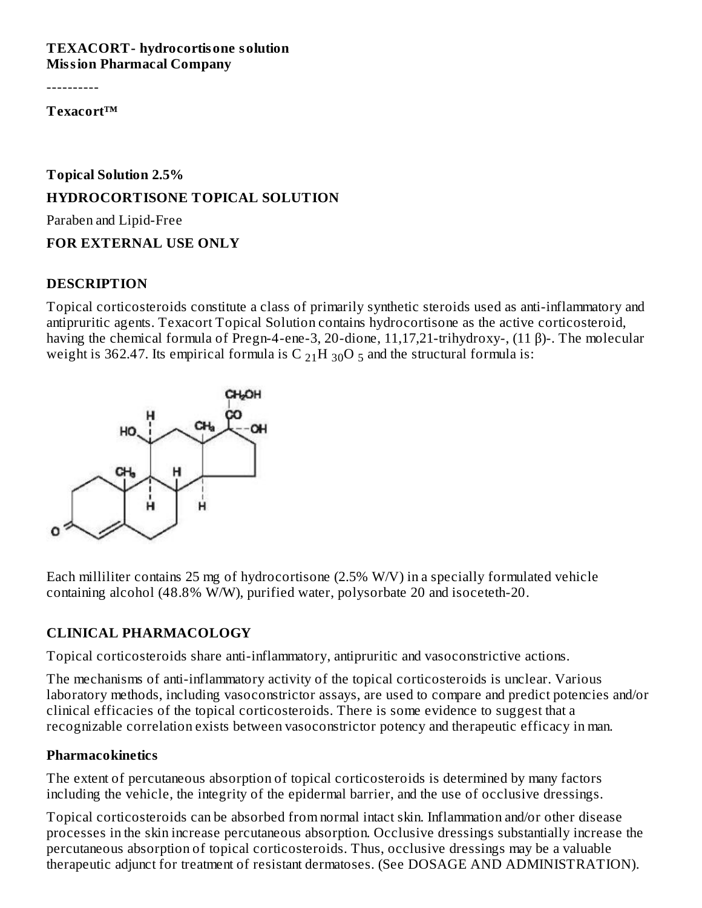**TEXACORT- hydrocortisone solution**
**Mission Pharmacal Company**

----------

**Texacort™**

**Topical Solution 2.5%**

**HYDROCORTISONE TOPICAL SOLUTION**

Paraben and Lipid-Free

**FOR EXTERNAL USE ONLY**

## DESCRIPTION

Topical corticosteroids constitute a class of primarily synthetic steroids used as anti-inflammatory and antipruritic agents. Texacort Topical Solution contains hydrocortisone as the active corticosteroid, having the chemical formula of Pregn-4-ene-3, 20-dione, 11,17,21-trihydroxy-, (11 β)-. The molecular weight is 362.47. Its empirical formula is $C_{21}H_{30}O_5$ and the structural formula is:

Each milliliter contains 25 mg of hydrocortisone (2.5% W/V) in a specially formulated vehicle containing alcohol (48.8% W/W), purified water, polysorbate 20 and isoceteth-20.

## CLINICAL PHARMACOLOGY

Topical corticosteroids share anti-inflammatory, antipruritic and vasoconstrictive actions.

The mechanisms of anti-inflammatory activity of the topical corticosteroids is unclear. Various laboratory methods, including vasoconstrictor assays, are used to compare and predict potencies and/or clinical efficacies of the topical corticosteroids. There is some evidence to suggest that a recognizable correlation exists between vasoconstrictor potency and therapeutic efficacy in man.

### Pharmacokinetics

The extent of percutaneous absorption of topical corticosteroids is determined by many factors including the vehicle, the integrity of the epidermal barrier, and the use of occlusive dressings.

Topical corticosteroids can be absorbed from normal intact skin. Inflammation and/or other disease processes in the skin increase percutaneous absorption. Occlusive dressings substantially increase the percutaneous absorption of topical corticosteroids. Thus, occlusive dressings may be a valuable therapeutic adjunct for treatment of resistant dermatoses. (See DOSAGE AND ADMINISTRATION).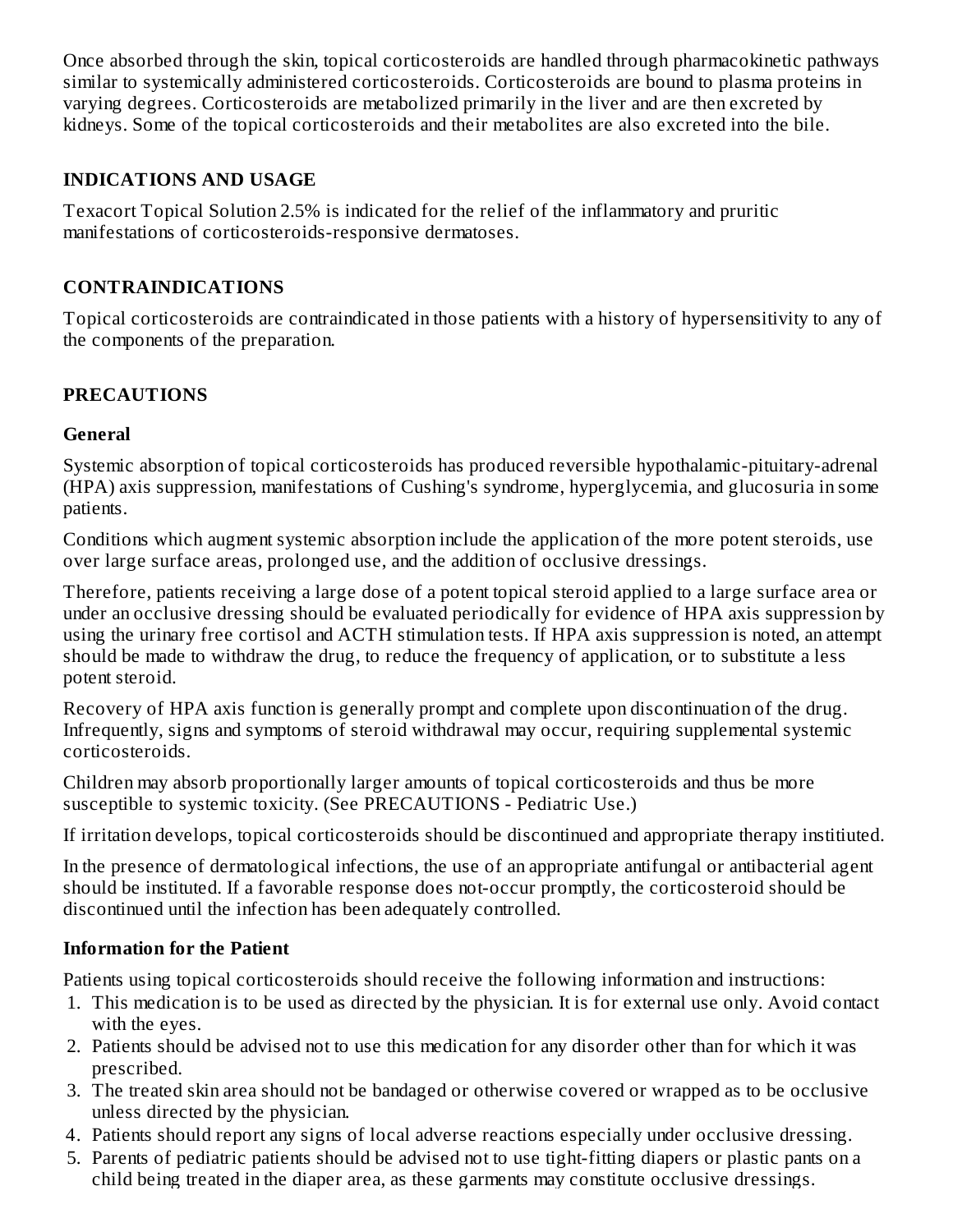Once absorbed through the skin, topical corticosteroids are handled through pharmacokinetic pathways similar to systemically administered corticosteroids. Corticosteroids are bound to plasma proteins in varying degrees. Corticosteroids are metabolized primarily in the liver and are then excreted by kidneys. Some of the topical corticosteroids and their metabolites are also excreted into the bile.

## INDICATIONS AND USAGE

Texacort Topical Solution 2.5% is indicated for the relief of the inflammatory and pruritic manifestations of corticosteroids-responsive dermatoses.

## CONTRAINDICATIONS

Topical corticosteroids are contraindicated in those patients with a history of hypersensitivity to any of the components of the preparation.

## PRECAUTIONS

### General

Systemic absorption of topical corticosteroids has produced reversible hypothalamic-pituitary-adrenal (HPA) axis suppression, manifestations of Cushing's syndrome, hyperglycemia, and glucosuria in some patients.

Conditions which augment systemic absorption include the application of the more potent steroids, use over large surface areas, prolonged use, and the addition of occlusive dressings.

Therefore, patients receiving a large dose of a potent topical steroid applied to a large surface area or under an occlusive dressing should be evaluated periodically for evidence of HPA axis suppression by using the urinary free cortisol and ACTH stimulation tests. If HPA axis suppression is noted, an attempt should be made to withdraw the drug, to reduce the frequency of application, or to substitute a less potent steroid.

Recovery of HPA axis function is generally prompt and complete upon discontinuation of the drug. Infrequently, signs and symptoms of steroid withdrawal may occur, requiring supplemental systemic corticosteroids.

Children may absorb proportionally larger amounts of topical corticosteroids and thus be more susceptible to systemic toxicity. (See PRECAUTIONS - Pediatric Use.)

If irritation develops, topical corticosteroids should be discontinued and appropriate therapy institiuted.

In the presence of dermatological infections, the use of an appropriate antifungal or antibacterial agent should be instituted. If a favorable response does not-occur promptly, the corticosteroid should be discontinued until the infection has been adequately controlled.

### Information for the Patient

Patients using topical corticosteroids should receive the following information and instructions:

1. This medication is to be used as directed by the physician. It is for external use only. Avoid contact with the eyes.
2. Patients should be advised not to use this medication for any disorder other than for which it was prescribed.
3. The treated skin area should not be bandaged or otherwise covered or wrapped as to be occlusive unless directed by the physician.
4. Patients should report any signs of local adverse reactions especially under occlusive dressing.
5. Parents of pediatric patients should be advised not to use tight-fitting diapers or plastic pants on a child being treated in the diaper area, as these garments may constitute occlusive dressings.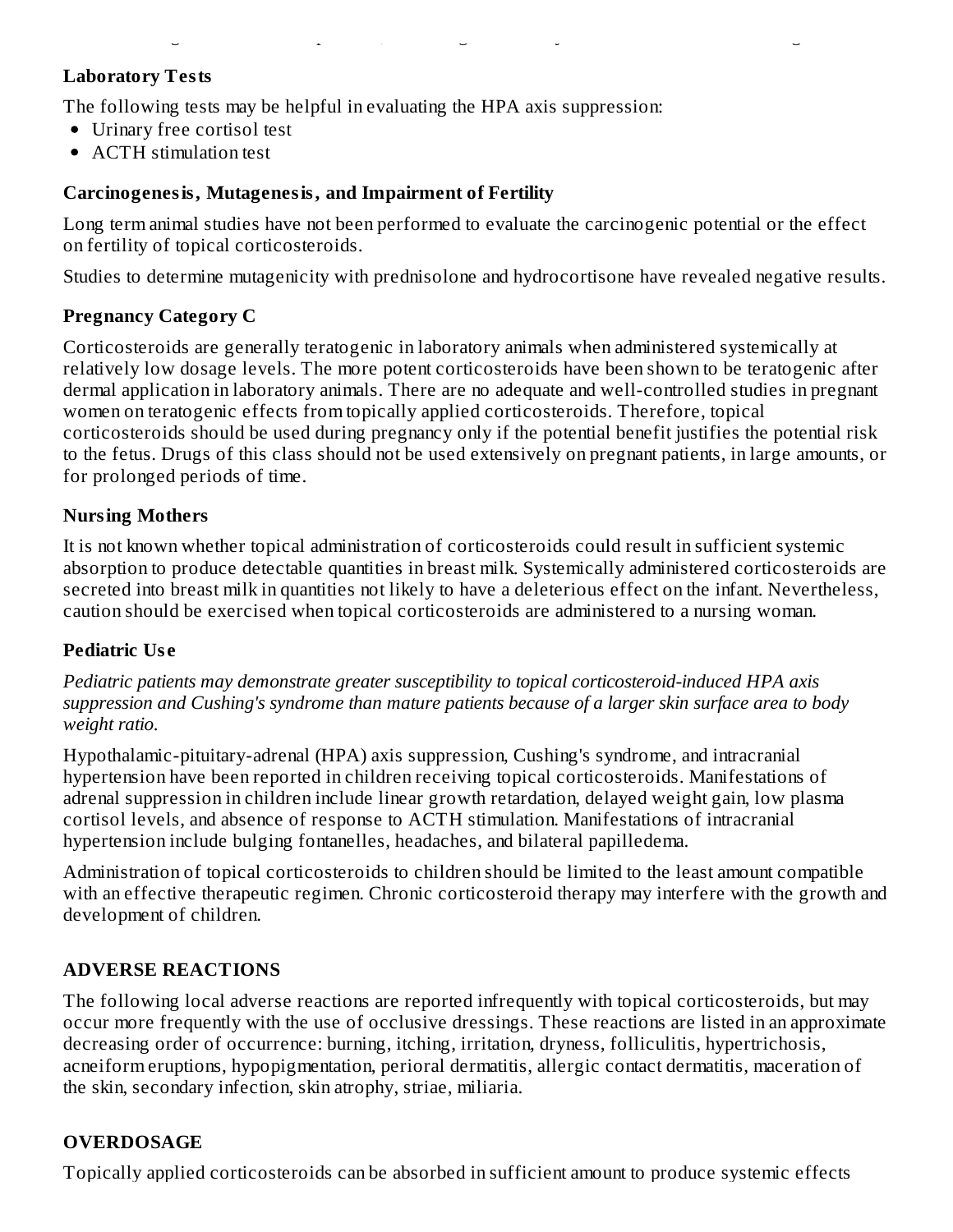### Laboratory Tests

The following tests may be helpful in evaluating the HPA axis suppression:

- Urinary free cortisol test
- ACTH stimulation test

### Carcinogenesis, Mutagenesis, and Impairment of Fertility

Long term animal studies have not been performed to evaluate the carcinogenic potential or the effect on fertility of topical corticosteroids.

Studies to determine mutagenicity with prednisolone and hydrocortisone have revealed negative results.

### Pregnancy Category C

Corticosteroids are generally teratogenic in laboratory animals when administered systemically at relatively low dosage levels. The more potent corticosteroids have been shown to be teratogenic after dermal application in laboratory animals. There are no adequate and well-controlled studies in pregnant women on teratogenic effects from topically applied corticosteroids. Therefore, topical corticosteroids should be used during pregnancy only if the potential benefit justifies the potential risk to the fetus. Drugs of this class should not be used extensively on pregnant patients, in large amounts, or for prolonged periods of time.

### Nursing Mothers

It is not known whether topical administration of corticosteroids could result in sufficient systemic absorption to produce detectable quantities in breast milk. Systemically administered corticosteroids are secreted into breast milk in quantities not likely to have a deleterious effect on the infant. Nevertheless, caution should be exercised when topical corticosteroids are administered to a nursing woman.

### Pediatric Use

*Pediatric patients may demonstrate greater susceptibility to topical corticosteroid-induced HPA axis suppression and Cushing's syndrome than mature patients because of a larger skin surface area to body weight ratio.*

Hypothalamic-pituitary-adrenal (HPA) axis suppression, Cushing's syndrome, and intracranial hypertension have been reported in children receiving topical corticosteroids. Manifestations of adrenal suppression in children include linear growth retardation, delayed weight gain, low plasma cortisol levels, and absence of response to ACTH stimulation. Manifestations of intracranial hypertension include bulging fontanelles, headaches, and bilateral papilledema.

Administration of topical corticosteroids to children should be limited to the least amount compatible with an effective therapeutic regimen. Chronic corticosteroid therapy may interfere with the growth and development of children.

## ADVERSE REACTIONS

The following local adverse reactions are reported infrequently with topical corticosteroids, but may occur more frequently with the use of occlusive dressings. These reactions are listed in an approximate decreasing order of occurrence: burning, itching, irritation, dryness, folliculitis, hypertrichosis, acneiform eruptions, hypopigmentation, perioral dermatitis, allergic contact dermatitis, maceration of the skin, secondary infection, skin atrophy, striae, miliaria.

## OVERDOSAGE

Topically applied corticosteroids can be absorbed in sufficient amount to produce systemic effects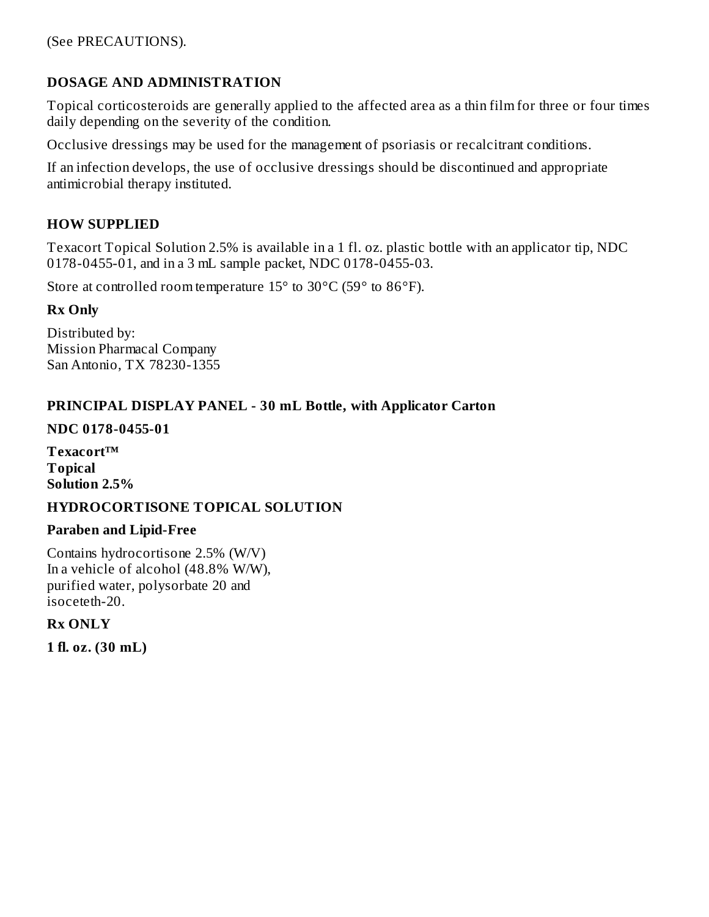(See PRECAUTIONS).

## DOSAGE AND ADMINISTRATION

Topical corticosteroids are generally applied to the affected area as a thin film for three or four times daily depending on the severity of the condition.

Occlusive dressings may be used for the management of psoriasis or recalcitrant conditions.

If an infection develops, the use of occlusive dressings should be discontinued and appropriate antimicrobial therapy instituted.

## HOW SUPPLIED

Texacort Topical Solution 2.5% is available in a 1 fl. oz. plastic bottle with an applicator tip, NDC 0178-0455-01, and in a 3 mL sample packet, NDC 0178-0455-03.

Store at controlled room temperature 15° to 30°C (59° to 86°F).

**Rx Only**

Distributed by:
Mission Pharmacal Company
San Antonio, TX 78230-1355

## PRINCIPAL DISPLAY PANEL - 30 mL Bottle, with Applicator Carton

**NDC 0178-0455-01**

**Texacort™**
**Topical**
**Solution 2.5%**

**HYDROCORTISONE TOPICAL SOLUTION**

**Paraben and Lipid-Free**

Contains hydrocortisone 2.5% (W/V)
In a vehicle of alcohol (48.8% W/W),
purified water, polysorbate 20 and
isoceteth-20.

**Rx ONLY**

**1 fl. oz. (30 mL)**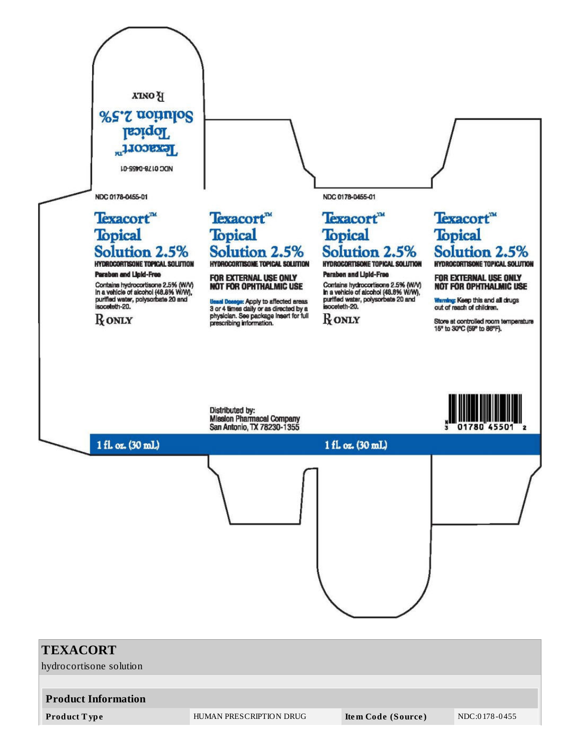NDC 0178-0455-01

Texacort™
Topical
Solution 2.5%

℞ ONLY

NDC 0178-0455-01

**Texacort™**
**Topical**
**Solution 2.5%**
**HYDROCORTISONE TOPICAL SOLUTION**

**Paraben and Lipid-Free**

Contains hydrocortisone 2.5% (W/V) in a vehicle of alcohol (48.8% W/W), purified water, polysorbate 20 and isoceteth-20.

℞ ONLY

**Texacort™**
**Topical**
**Solution 2.5%**
**HYDROCORTISONE TOPICAL SOLUTION**

**FOR EXTERNAL USE ONLY**
**NOT FOR OPHTHALMIC USE**

**Usual Dosage:** Apply to affected areas 3 or 4 times daily or as directed by a physician. See package insert for full prescribing information.

NDC 0178-0455-01

**Texacort™**
**Topical**
**Solution 2.5%**
**HYDROCORTISONE TOPICAL SOLUTION**

**Paraben and Lipid-Free**

Contains hydrocortisone 2.5% (W/V) in a vehicle of alcohol (48.8% W/W), purified water, polysorbate 20 and isoceteth-20.

℞ ONLY

**Texacort™**
**Topical**
**Solution 2.5%**
**HYDROCORTISONE TOPICAL SOLUTION**

**FOR EXTERNAL USE ONLY**
**NOT FOR OPHTHALMIC USE**

**Warning:** Keep this and all drugs out of reach of children.

Store at controlled room temperature 15° to 30°C (59° to 86°F).

Distributed by:
Mission Pharmacal Company
San Antonio, TX 78230-1355

N 3 01780 45501 2

1 fl. oz. (30 mL)

1 fl. oz. (30 mL)

## TEXACORT

hydrocortisone solution

| Product Information | | | |
|---|---|---|---|
| **Product Type** | HUMAN PRESCRIPTION DRUG | **Item Code (Source)** | NDC:0178-0455 |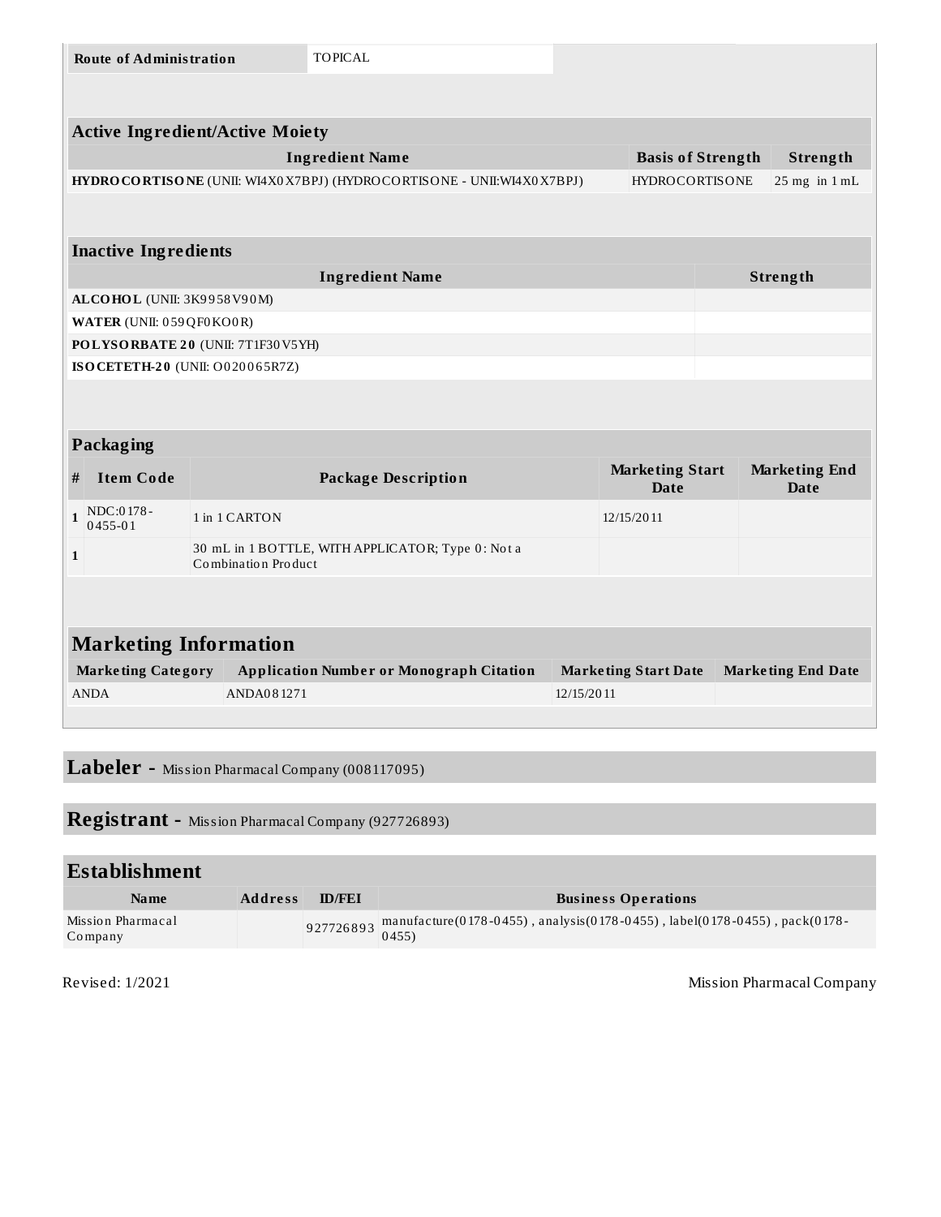| Route of Administration | TOPICAL |
| --- | --- |

**Active Ingredient/Active Moiety**

| Ingredient Name | Basis of Strength | Strength |
| --- | --- | --- |
| **HYDROCORTISONE** (UNII: WI4X0X7BPJ) (HYDROCORTISONE - UNII:WI4X0X7BPJ) | HYDROCORTISONE | 25 mg in 1 mL |

**Inactive Ingredients**

| Ingredient Name | Strength |
| --- | --- |
| **ALCOHOL** (UNII: 3K9958V90M) | |
| **WATER** (UNII: 059QF0KO0R) | |
| **POLYSORBATE 20** (UNII: 7T1F30V5YH) | |
| **ISOCETETH-20** (UNII: O020065R7Z) | |

**Packaging**

| # | Item Code | Package Description | Marketing Start Date | Marketing End Date |
| --- | --- | --- | --- | --- |
| 1 | NDC:0178-0455-01 | 1 in 1 CARTON | 12/15/2011 | |
| 1 | | 30 mL in 1 BOTTLE, WITH APPLICATOR; Type 0: Not a Combination Product | | |

**Marketing Information**

| Marketing Category | Application Number or Monograph Citation | Marketing Start Date | Marketing End Date |
| --- | --- | --- | --- |
| ANDA | ANDA081271 | 12/15/2011 | |

## Labeler - Mission Pharmacal Company (008117095)

## Registrant - Mission Pharmacal Company (927726893)

## Establishment

| Name | Address | ID/FEI | Business Operations |
| --- | --- | --- | --- |
| Mission Pharmacal Company | | 927726893 | manufacture(0178-0455) , analysis(0178-0455) , label(0178-0455) , pack(0178-0455) |

Revised: 1/2021

Mission Pharmacal Company